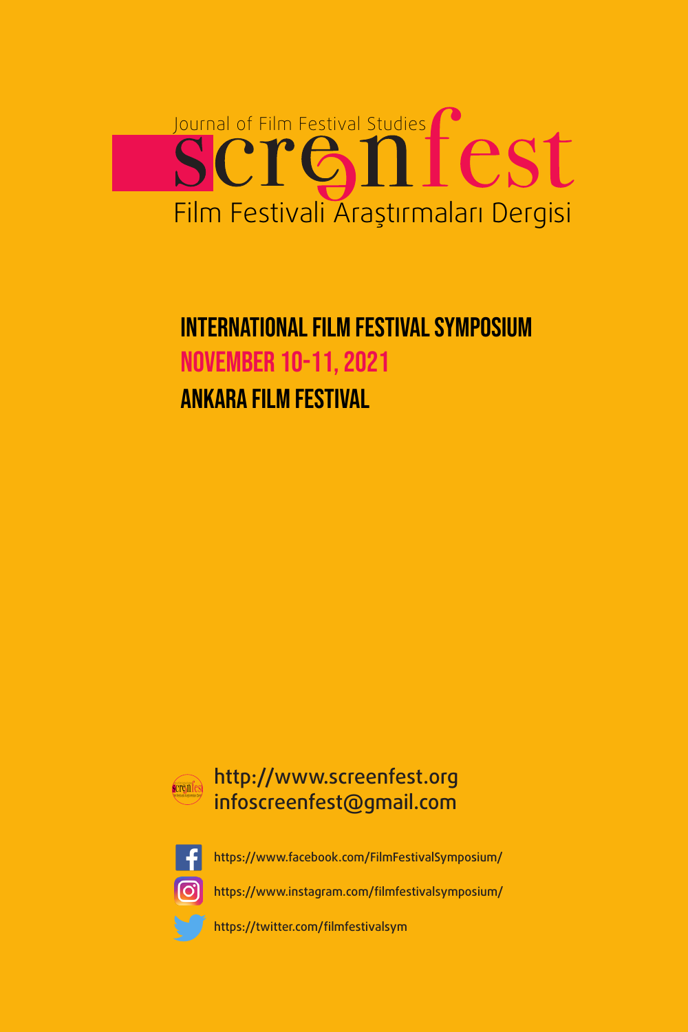Journal of Film Festival Studies

# screenfest

Film Festivali Araştırmaları Dergisi

## INTERNATIONAL FILM FESTIVAL SYMPOSIUM

## NOVEMBER 10-11, 2021

## ANKARA FILM FESTIVAL

http://www.screenfest.org

infoscreenfest@gmail.com

https://www.facebook.com/FilmFestivalSymposium/

https://www.instagram.com/filmfestivalsymposium/

https://twitter.com/filmfestivalsym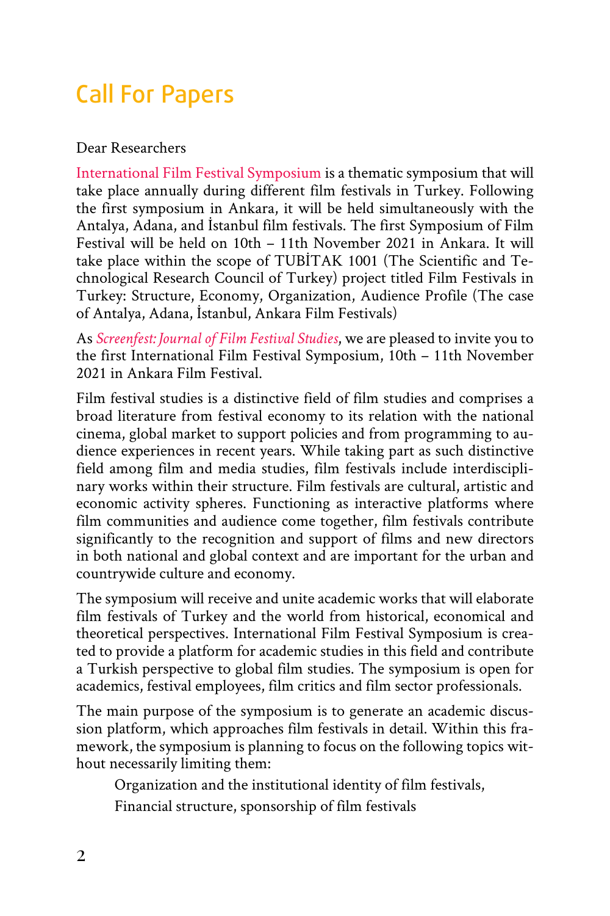# Call For Papers

Dear Researchers

International Film Festival Symposium is a thematic symposium that will take place annually during different film festivals in Turkey. Following the first symposium in Ankara, it will be held simultaneously with the Antalya, Adana, and İstanbul film festivals. The first Symposium of Film Festival will be held on 10th – 11th November 2021 in Ankara. It will take place within the scope of TUBİTAK 1001 (The Scientific and Technological Research Council of Turkey) project titled Film Festivals in Turkey: Structure, Economy, Organization, Audience Profile (The case of Antalya, Adana, İstanbul, Ankara Film Festivals)

As *Screenfest: Journal of Film Festival Studies*, we are pleased to invite you to the first International Film Festival Symposium, 10th – 11th November 2021 in Ankara Film Festival.

Film festival studies is a distinctive field of film studies and comprises a broad literature from festival economy to its relation with the national cinema, global market to support policies and from programming to audience experiences in recent years. While taking part as such distinctive field among film and media studies, film festivals include interdisciplinary works within their structure. Film festivals are cultural, artistic and economic activity spheres. Functioning as interactive platforms where film communities and audience come together, film festivals contribute significantly to the recognition and support of films and new directors in both national and global context and are important for the urban and countrywide culture and economy.

The symposium will receive and unite academic works that will elaborate film festivals of Turkey and the world from historical, economical and theoretical perspectives. International Film Festival Symposium is created to provide a platform for academic studies in this field and contribute a Turkish perspective to global film studies. The symposium is open for academics, festival employees, film critics and film sector professionals.

The main purpose of the symposium is to generate an academic discussion platform, which approaches film festivals in detail. Within this framework, the symposium is planning to focus on the following topics without necessarily limiting them:

- Organization and the institutional identity of film festivals,
- Financial structure, sponsorship of film festivals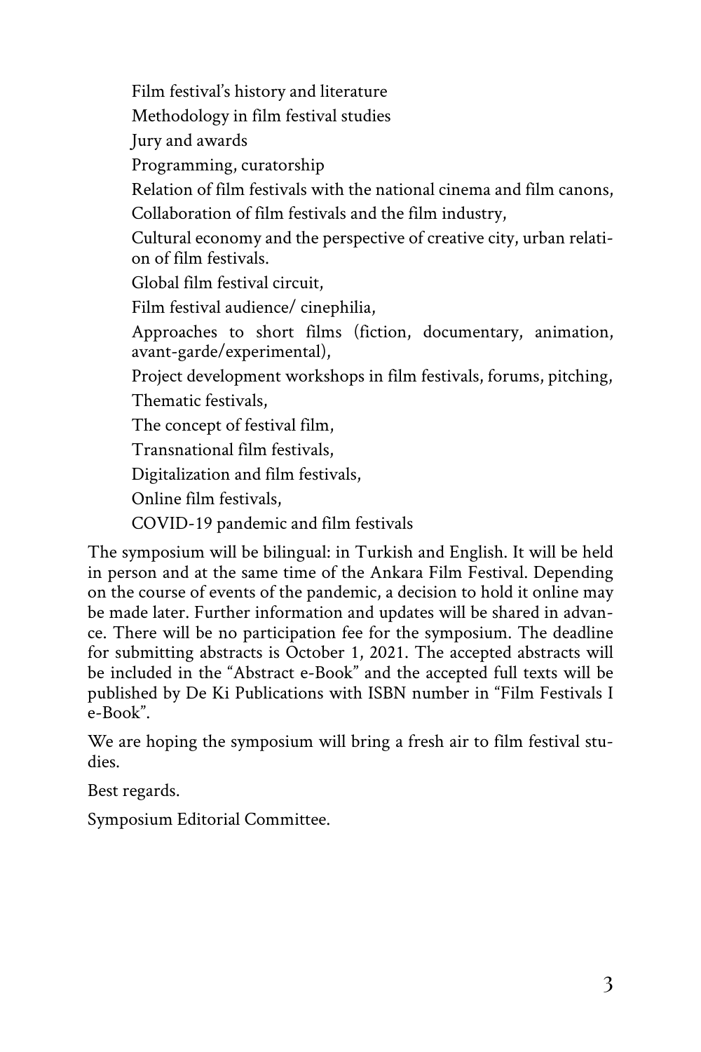- Film festival's history and literature
- Methodology in film festival studies
- Jury and awards
- Programming, curatorship
- Relation of film festivals with the national cinema and film canons,
- Collaboration of film festivals and the film industry,
- Cultural economy and the perspective of creative city, urban relation of film festivals.
- Global film festival circuit,
- Film festival audience/ cinephilia,
- Approaches to short films (fiction, documentary, animation, avant-garde/experimental),
- Project development workshops in film festivals, forums, pitching,
- Thematic festivals,
- The concept of festival film,
- Transnational film festivals,
- Digitalization and film festivals,
- Online film festivals,
- COVID-19 pandemic and film festivals

The symposium will be bilingual: in Turkish and English. It will be held in person and at the same time of the Ankara Film Festival. Depending on the course of events of the pandemic, a decision to hold it online may be made later. Further information and updates will be shared in advance. There will be no participation fee for the symposium. The deadline for submitting abstracts is October 1, 2021. The accepted abstracts will be included in the "Abstract e-Book" and the accepted full texts will be published by De Ki Publications with ISBN number in "Film Festivals I e-Book".

We are hoping the symposium will bring a fresh air to film festival studies.

Best regards.

Symposium Editorial Committee.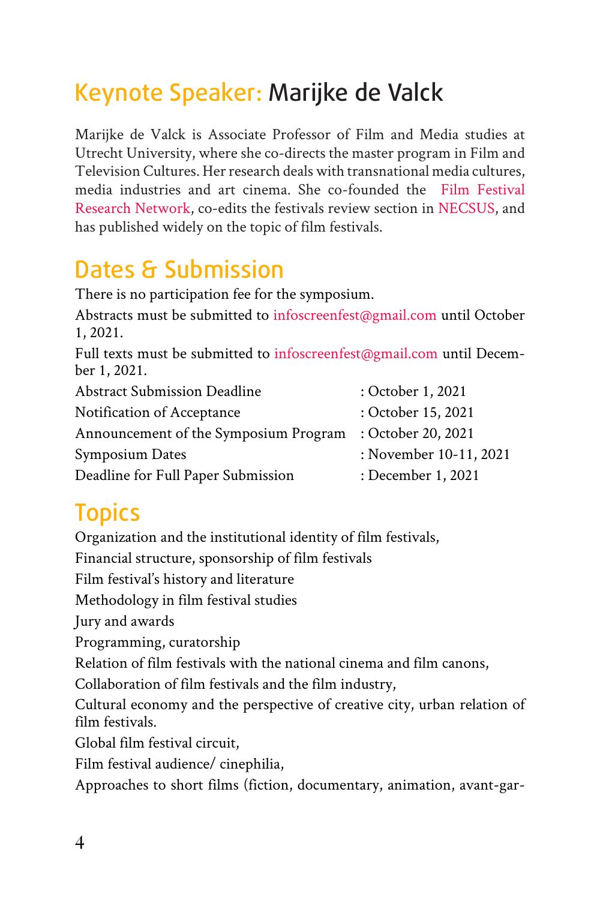## Keynote Speaker: Marijke de Valck

Marijke de Valck is Associate Professor of Film and Media studies at Utrecht University, where she co-directs the master program in Film and Television Cultures. Her research deals with transnational media cultures, media industries and art cinema. She co-founded the Film Festival Research Network, co-edits the festivals review section in NECSUS, and has published widely on the topic of film festivals.

## Dates & Submission

There is no participation fee for the symposium.

Abstracts must be submitted to infoscreenfest@gmail.com until October 1, 2021.

Full texts must be submitted to infoscreenfest@gmail.com until December 1, 2021.

| | |
|---|---|
| Abstract Submission Deadline | : October 1, 2021 |
| Notification of Acceptance | : October 15, 2021 |
| Announcement of the Symposium Program | : October 20, 2021 |
| Symposium Dates | : November 10-11, 2021 |
| Deadline for Full Paper Submission | : December 1, 2021 |

## Topics

Organization and the institutional identity of film festivals,

Financial structure, sponsorship of film festivals

Film festival's history and literature

Methodology in film festival studies

Jury and awards

Programming, curatorship

Relation of film festivals with the national cinema and film canons,

Collaboration of film festivals and the film industry,

Cultural economy and the perspective of creative city, urban relation of film festivals.

Global film festival circuit,

Film festival audience/ cinephilia,

Approaches to short films (fiction, documentary, animation, avant-gar-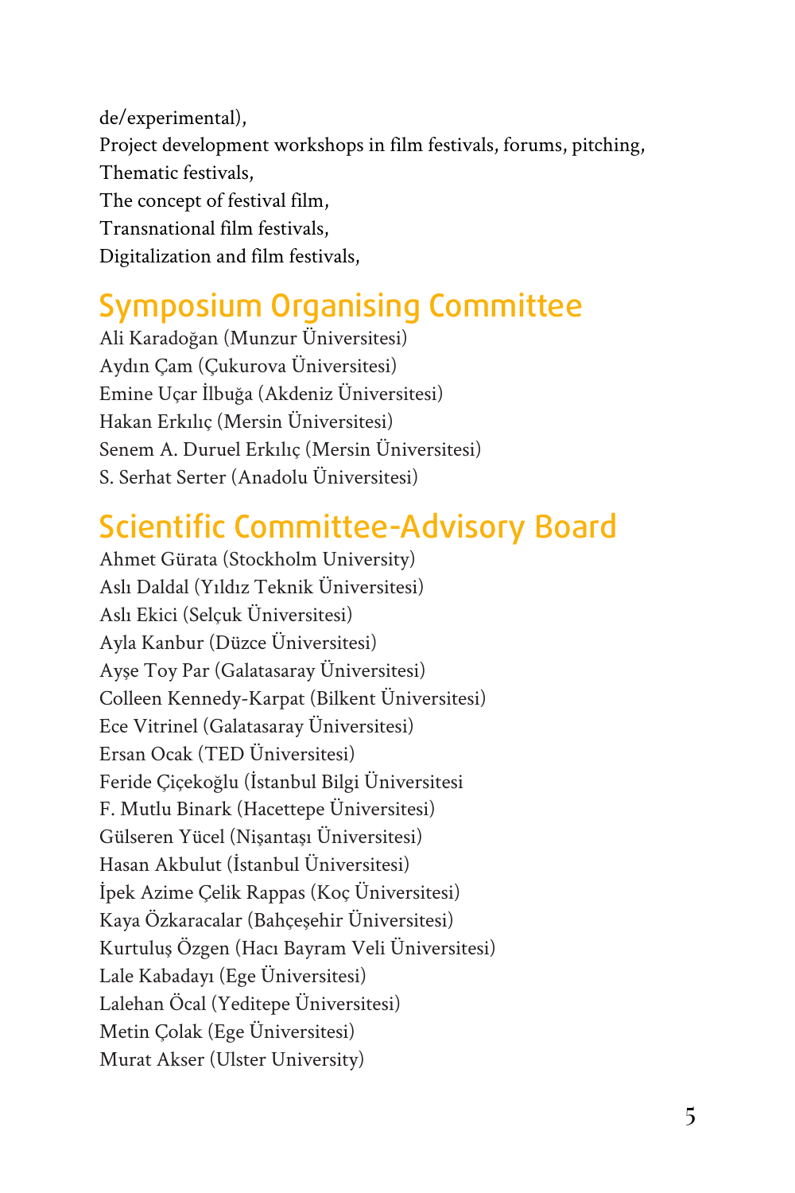de/experimental),
Project development workshops in film festivals, forums, pitching,
Thematic festivals,
The concept of festival film,
Transnational film festivals,
Digitalization and film festivals,

## Symposium Organising Committee

Ali Karadoğan (Munzur Üniversitesi)
Aydın Çam (Çukurova Üniversitesi)
Emine Uçar İlbuğa (Akdeniz Üniversitesi)
Hakan Erkılıç (Mersin Üniversitesi)
Senem A. Duruel Erkılıç (Mersin Üniversitesi)
S. Serhat Serter (Anadolu Üniversitesi)

## Scientific Committee-Advisory Board

Ahmet Gürata (Stockholm University)
Aslı Daldal (Yıldız Teknik Üniversitesi)
Aslı Ekici (Selçuk Üniversitesi)
Ayla Kanbur (Düzce Üniversitesi)
Ayşe Toy Par (Galatasaray Üniversitesi)
Colleen Kennedy-Karpat (Bilkent Üniversitesi)
Ece Vitrinel (Galatasaray Üniversitesi)
Ersan Ocak (TED Üniversitesi)
Feride Çiçekoğlu (İstanbul Bilgi Üniversitesi
F. Mutlu Binark (Hacettepe Üniversitesi)
Gülseren Yücel (Nişantaşı Üniversitesi)
Hasan Akbulut (İstanbul Üniversitesi)
İpek Azime Çelik Rappas (Koç Üniversitesi)
Kaya Özkaracalar (Bahçeşehir Üniversitesi)
Kurtuluş Özgen (Hacı Bayram Veli Üniversitesi)
Lale Kabadayı (Ege Üniversitesi)
Lalehan Öcal (Yeditepe Üniversitesi)
Metin Çolak (Ege Üniversitesi)
Murat Akser (Ulster University)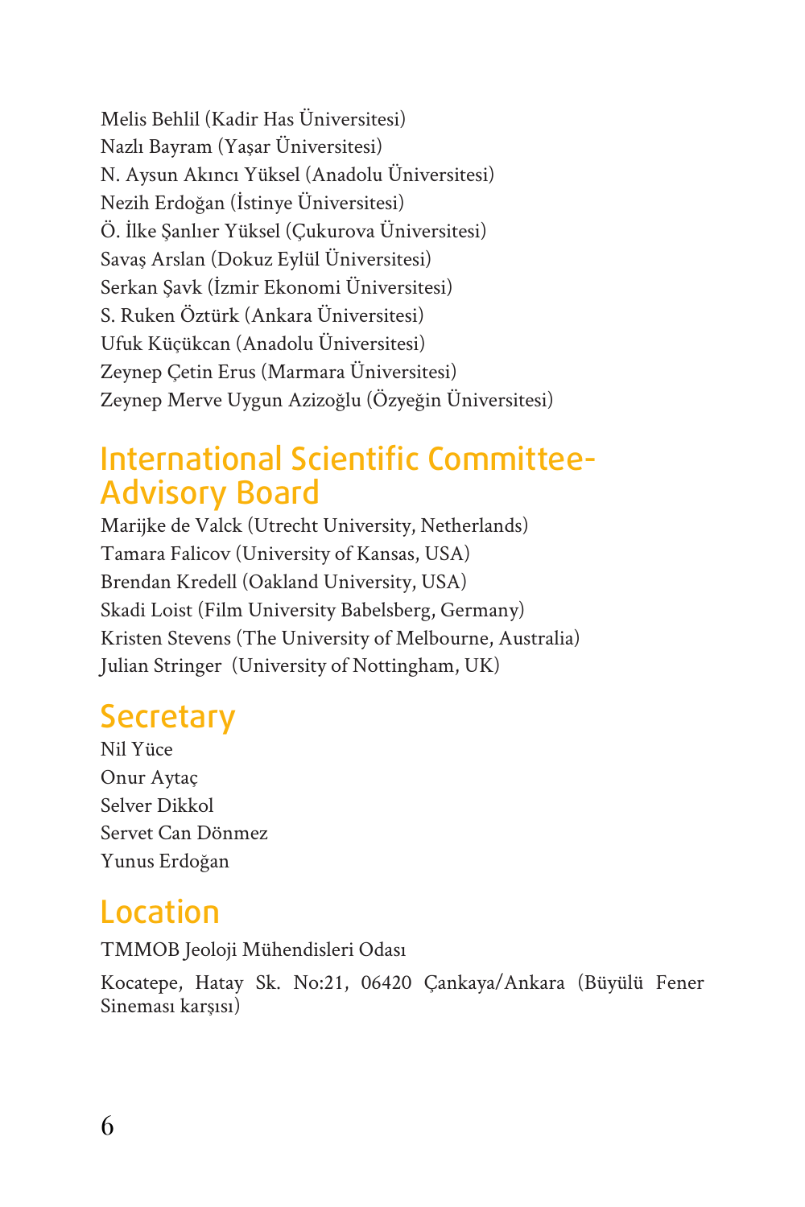Melis Behlil (Kadir Has Üniversitesi)
Nazlı Bayram (Yaşar Üniversitesi)
N. Aysun Akıncı Yüksel (Anadolu Üniversitesi)
Nezih Erdoğan (İstinye Üniversitesi)
Ö. İlke Şanlıer Yüksel (Çukurova Üniversitesi)
Savaş Arslan (Dokuz Eylül Üniversitesi)
Serkan Şavk (İzmir Ekonomi Üniversitesi)
S. Ruken Öztürk (Ankara Üniversitesi)
Ufuk Küçükcan (Anadolu Üniversitesi)
Zeynep Çetin Erus (Marmara Üniversitesi)
Zeynep Merve Uygun Azizoğlu (Özyeğin Üniversitesi)

## International Scientific Committee-Advisory Board

Marijke de Valck (Utrecht University, Netherlands)
Tamara Falicov (University of Kansas, USA)
Brendan Kredell (Oakland University, USA)
Skadi Loist (Film University Babelsberg, Germany)
Kristen Stevens (The University of Melbourne, Australia)
Julian Stringer (University of Nottingham, UK)

## Secretary

Nil Yüce
Onur Aytaç
Selver Dikkol
Servet Can Dönmez
Yunus Erdoğan

## Location

TMMOB Jeoloji Mühendisleri Odası

Kocatepe, Hatay Sk. No:21, 06420 Çankaya/Ankara (Büyülü Fener Sineması karşısı)